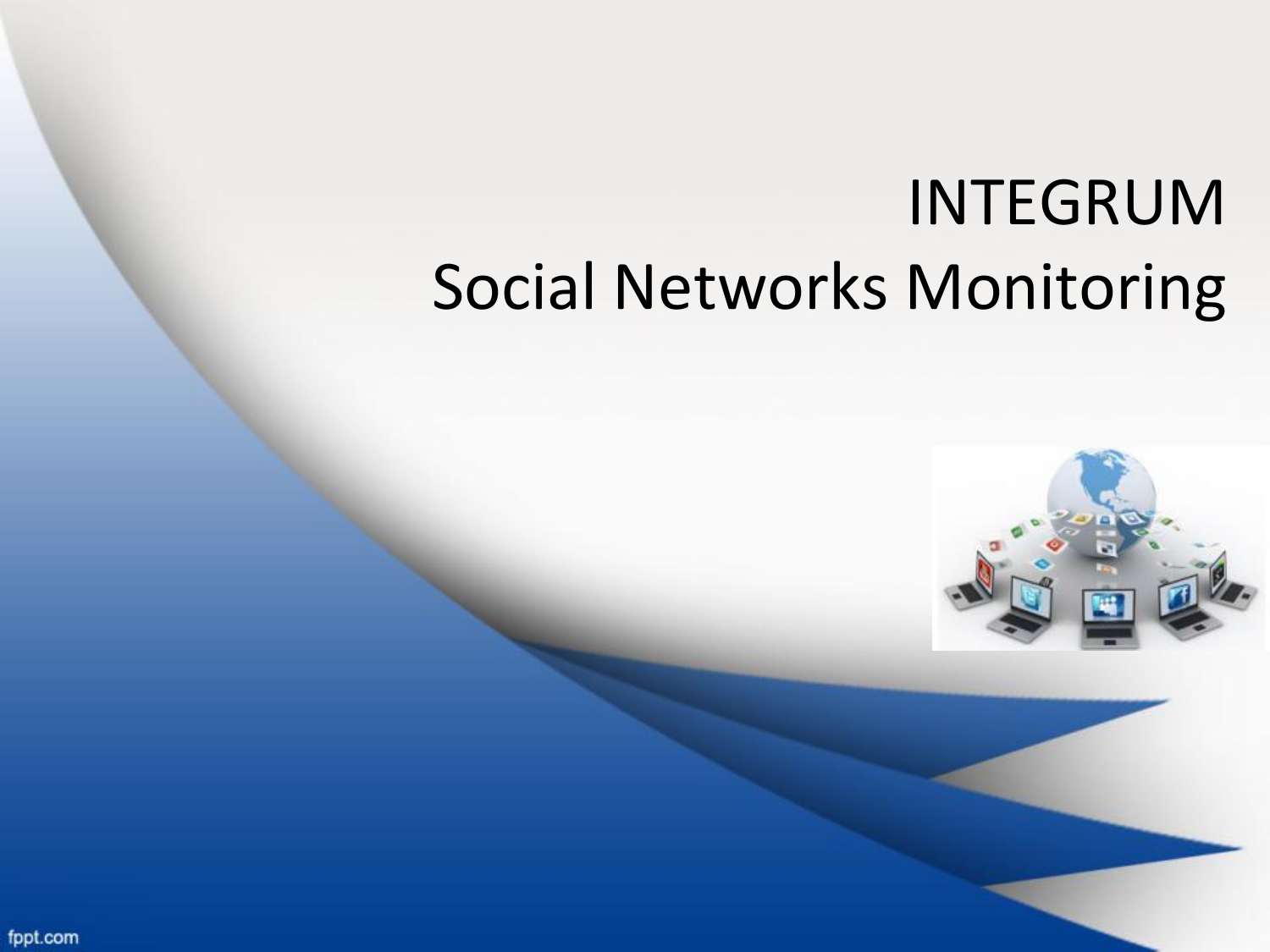# INTEGRUM
## Social Networks Monitoring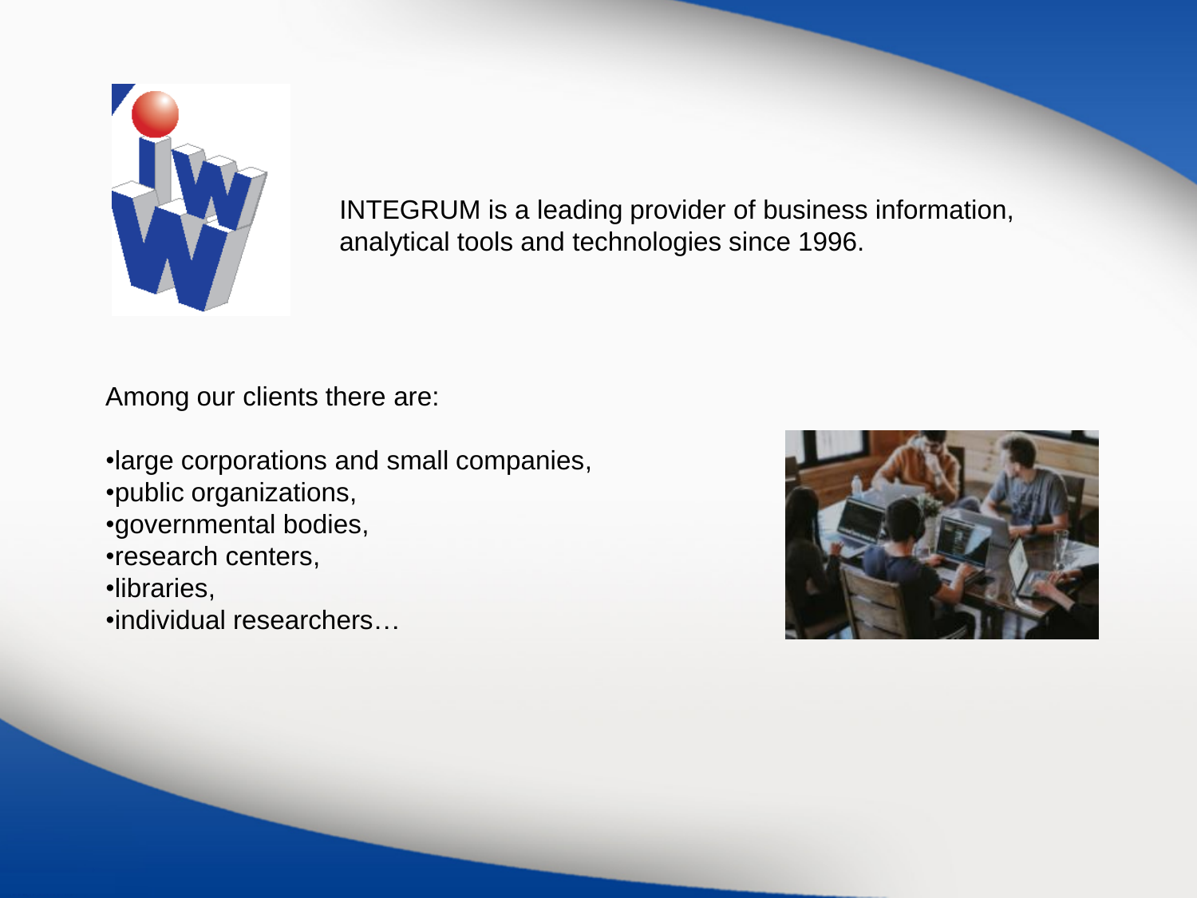INTEGRUM is a leading provider of business information, analytical tools and technologies since 1996.

Among our clients there are:

- large corporations and small companies,
- public organizations,
- governmental bodies,
- research centers,
- libraries,
- individual researchers…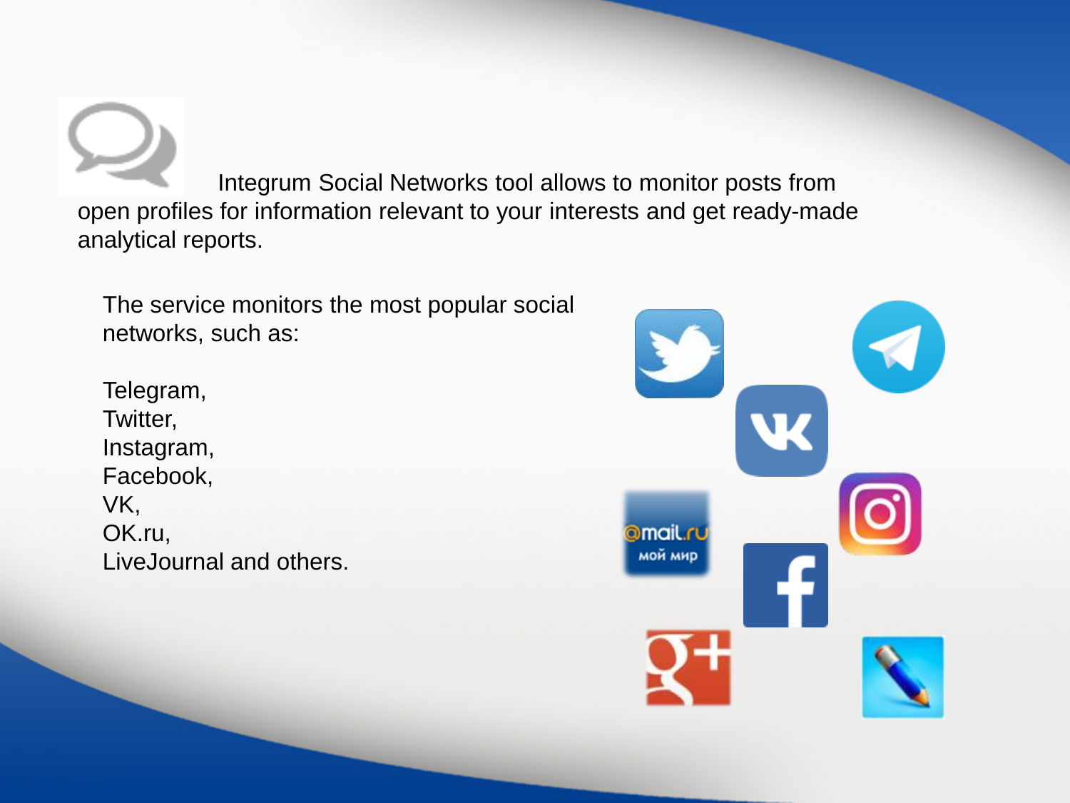Integrum Social Networks tool allows to monitor posts from open profiles for information relevant to your interests and get ready-made analytical reports.

The service monitors the most popular social networks, such as:

Telegram,
Twitter,
Instagram,
Facebook,
VK,
OK.ru,
LiveJournal and others.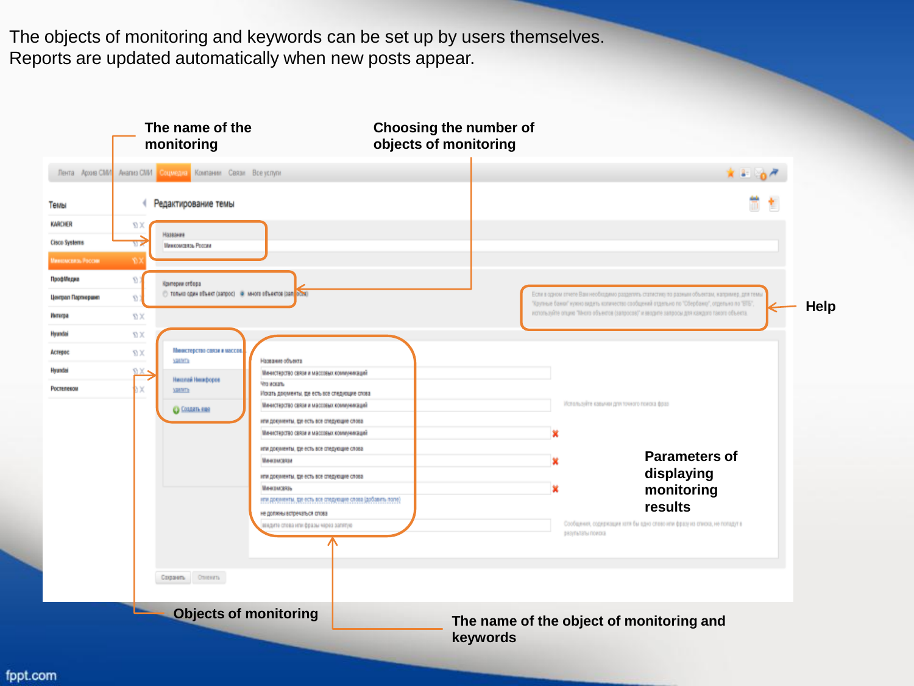The objects of monitoring and keywords can be set up by users themselves.
Reports are updated automatically when new posts appear.

The name of the monitoring

Choosing the number of objects of monitoring

Help

Parameters of displaying monitoring results

Objects of monitoring

The name of the object of monitoring and keywords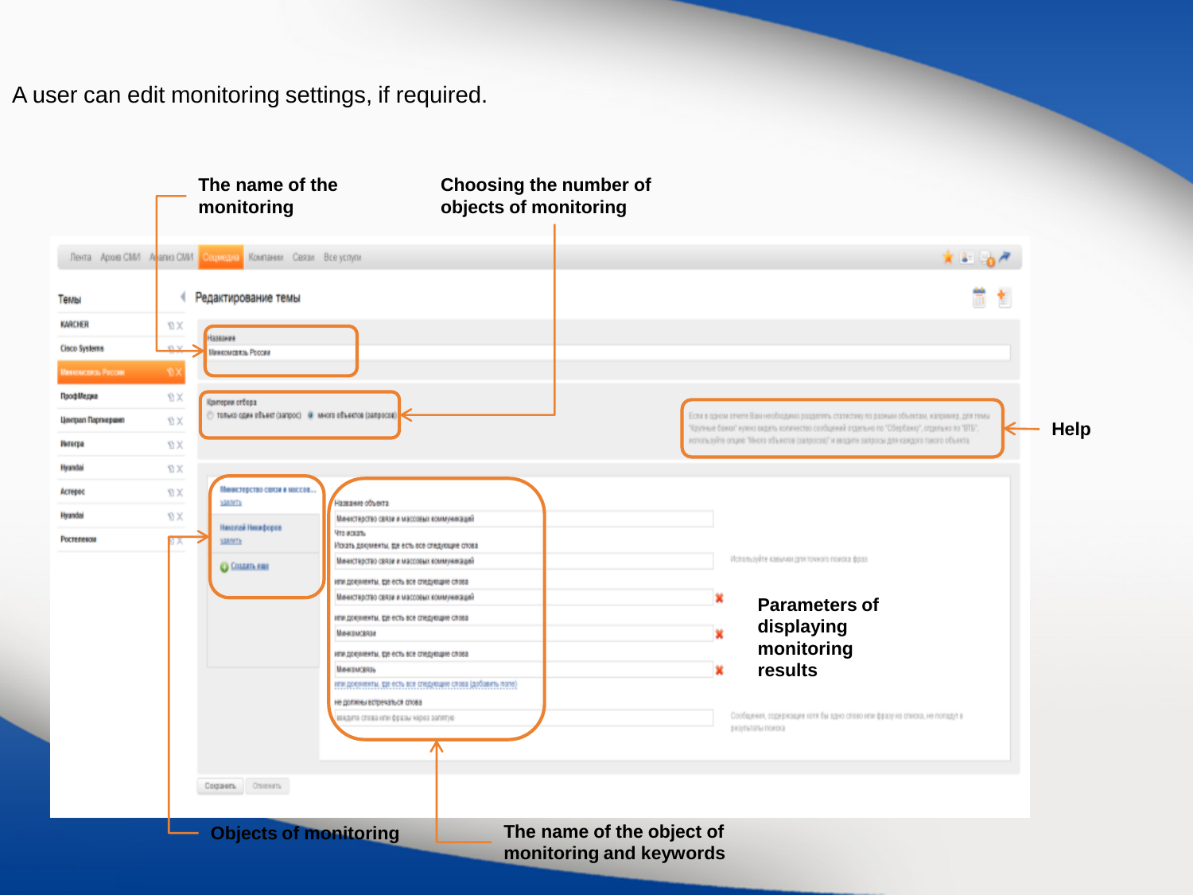A user can edit monitoring settings, if required.

The name of the monitoring

Choosing the number of objects of monitoring

Help

Parameters of displaying monitoring results

Objects of monitoring

The name of the object of monitoring and keywords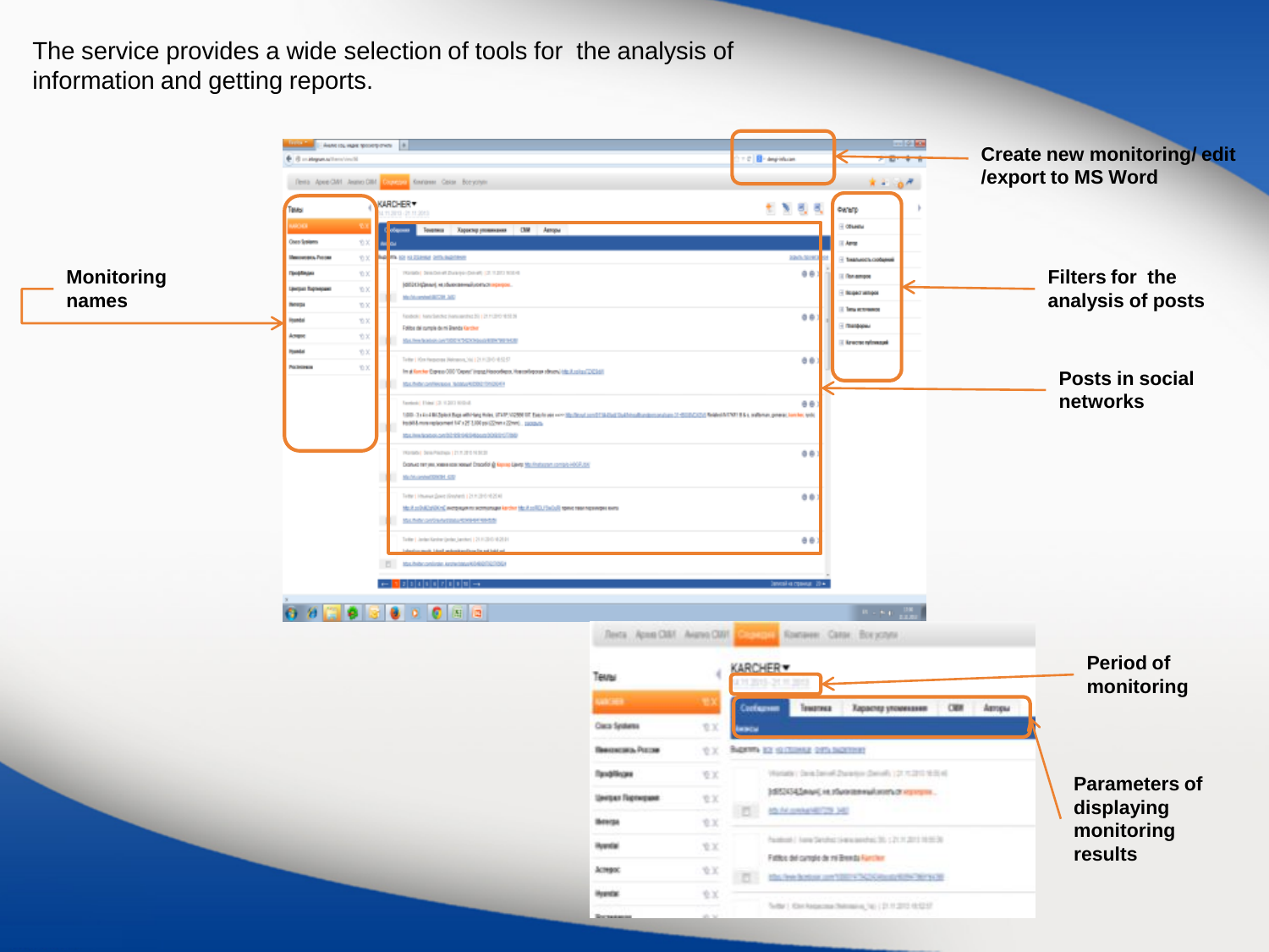The service provides a wide selection of tools for the analysis of information and getting reports.

**Create new monitoring/ edit /export to MS Word**

**Monitoring names**

**Filters for the analysis of posts**

**Posts in social networks**

**Period of monitoring**

**Parameters of displaying monitoring results**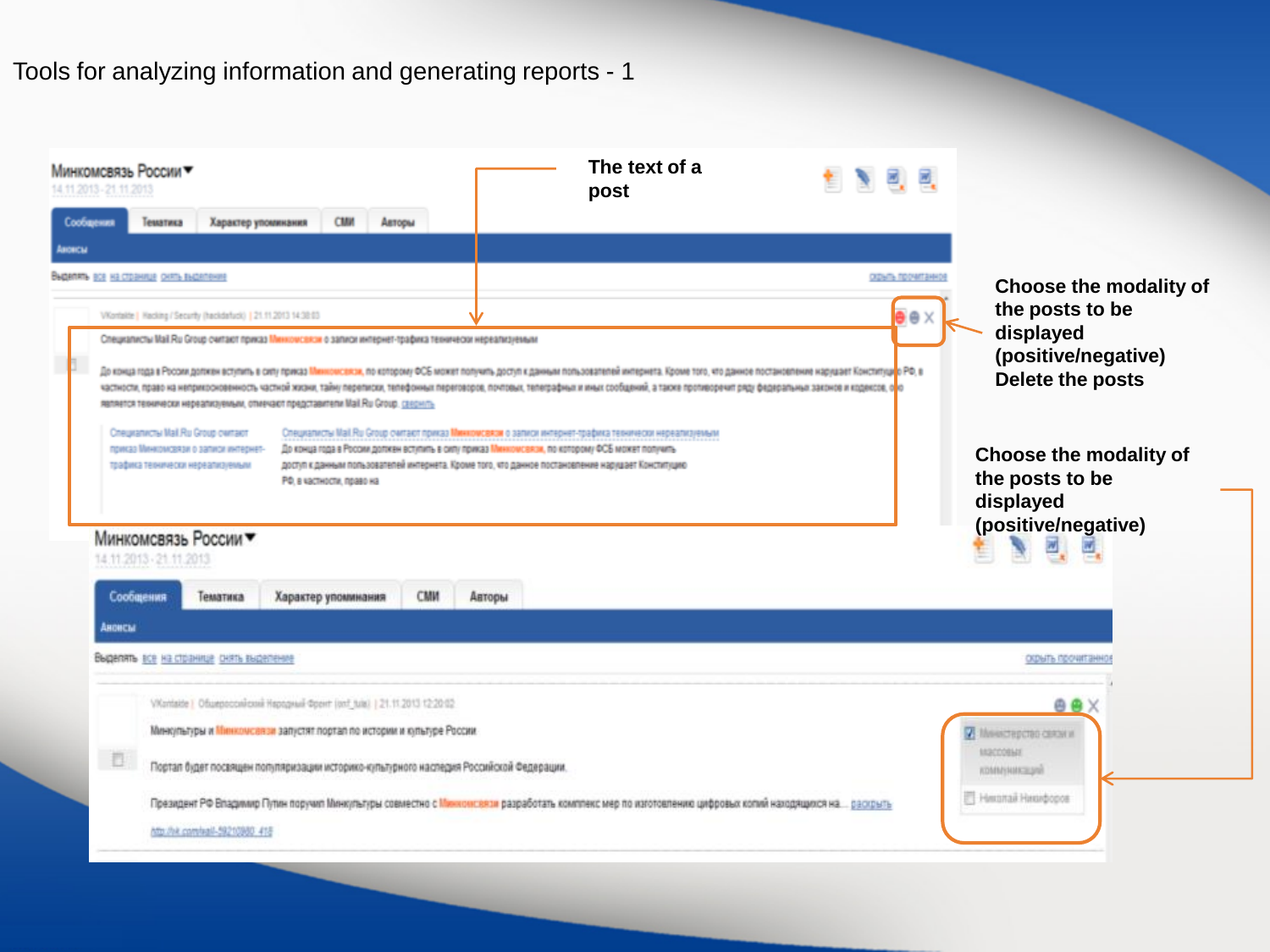# Tools for analyzing information and generating reports - 1

**The text of a post**

**Choose the modality of the posts to be displayed (positive/negative) Delete the posts**

**Choose the modality of the posts to be displayed (positive/negative)**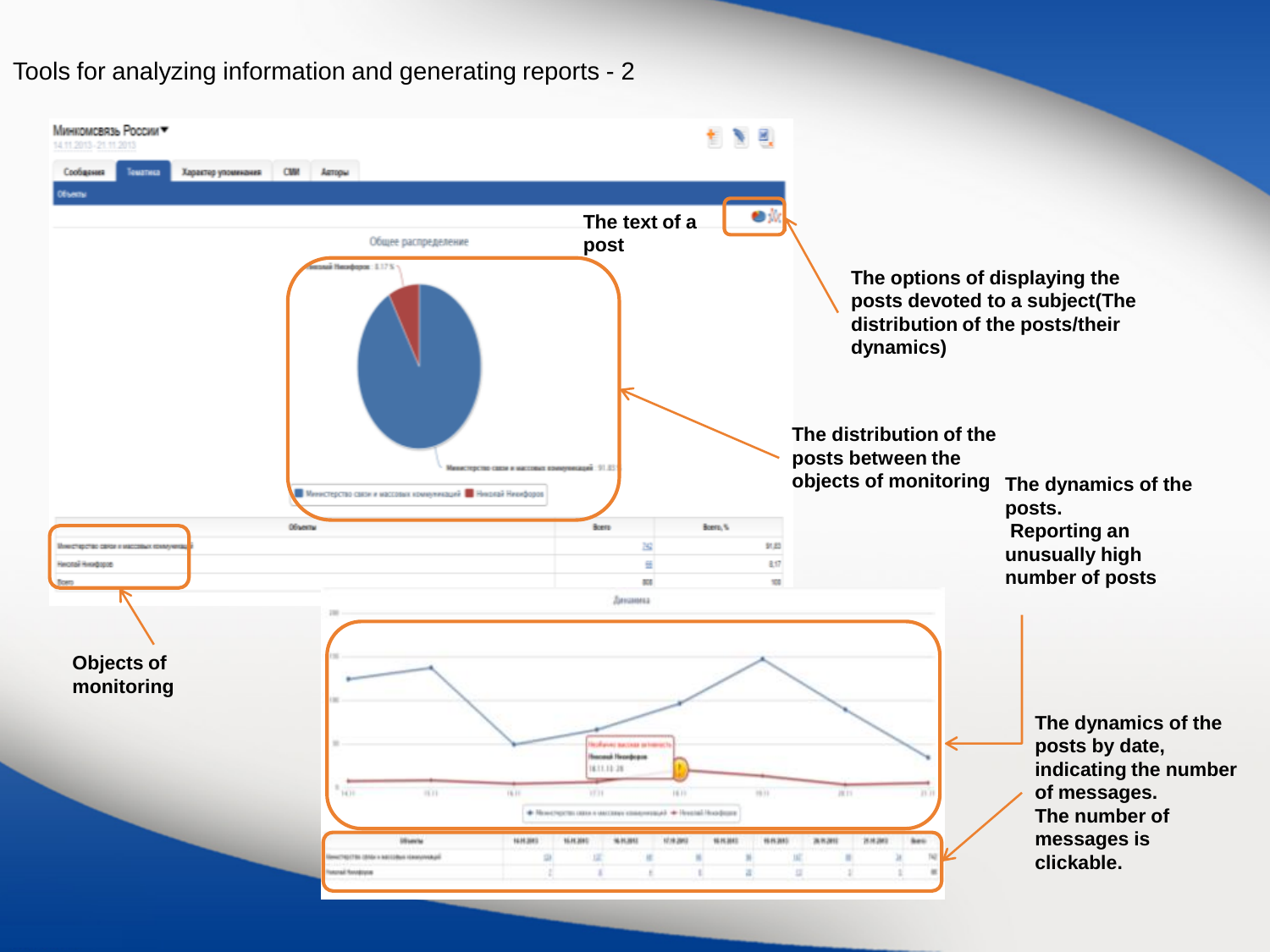# Tools for analyzing information and generating reports - 2

The text of a post

The options of displaying the posts devoted to a subject(The distribution of the posts/their dynamics)

The distribution of the posts between the objects of monitoring

The dynamics of the posts.
Reporting an unusually high number of posts

Objects of monitoring

The dynamics of the posts by date, indicating the number of messages.
The number of messages is clickable.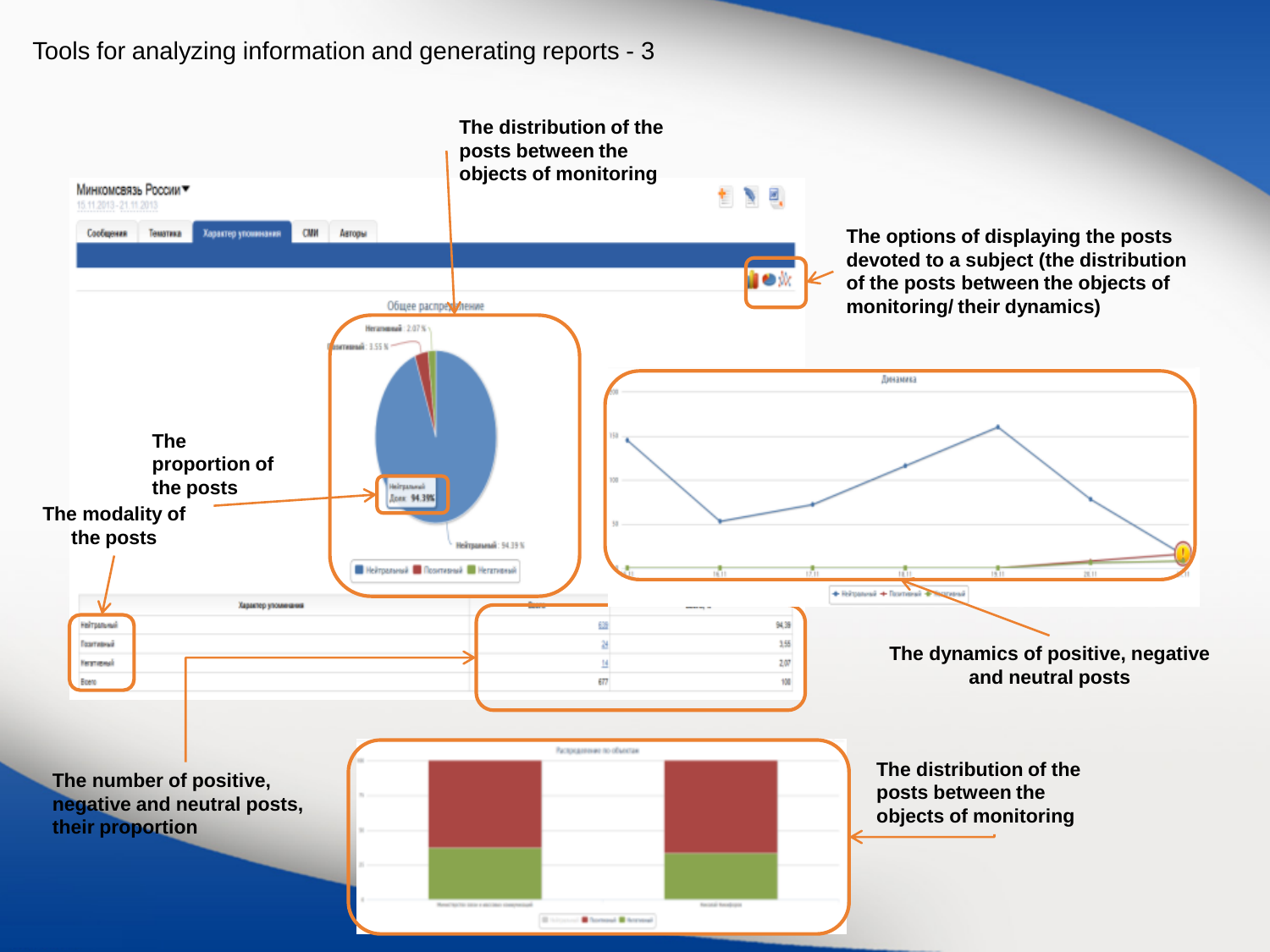# Tools for analyzing information and generating reports - 3

The distribution of the posts between the objects of monitoring

The options of displaying the posts devoted to a subject (the distribution of the posts between the objects of monitoring/ their dynamics)

The proportion of the posts

The modality of the posts

The dynamics of positive, negative and neutral posts

The number of positive, negative and neutral posts, their proportion

The distribution of the posts between the objects of monitoring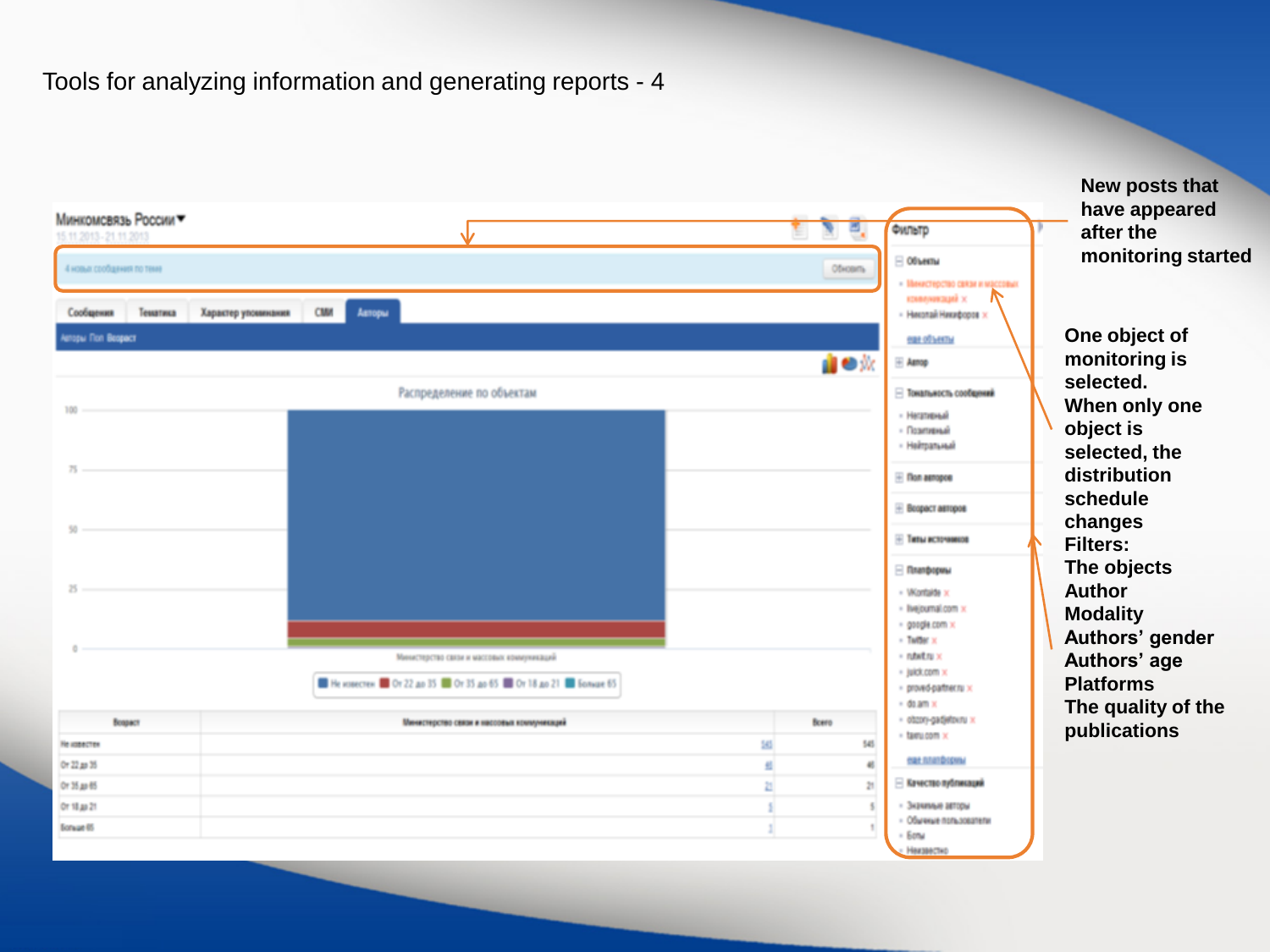# Tools for analyzing information and generating reports - 4

**New posts that have appeared after the monitoring started**

**One object of monitoring is selected.**
**When only one object is selected, the distribution schedule changes**
**Filters:**
**The objects**
**Author**
**Modality**
**Authors' gender**
**Authors' age**
**Platforms**
**The quality of the publications**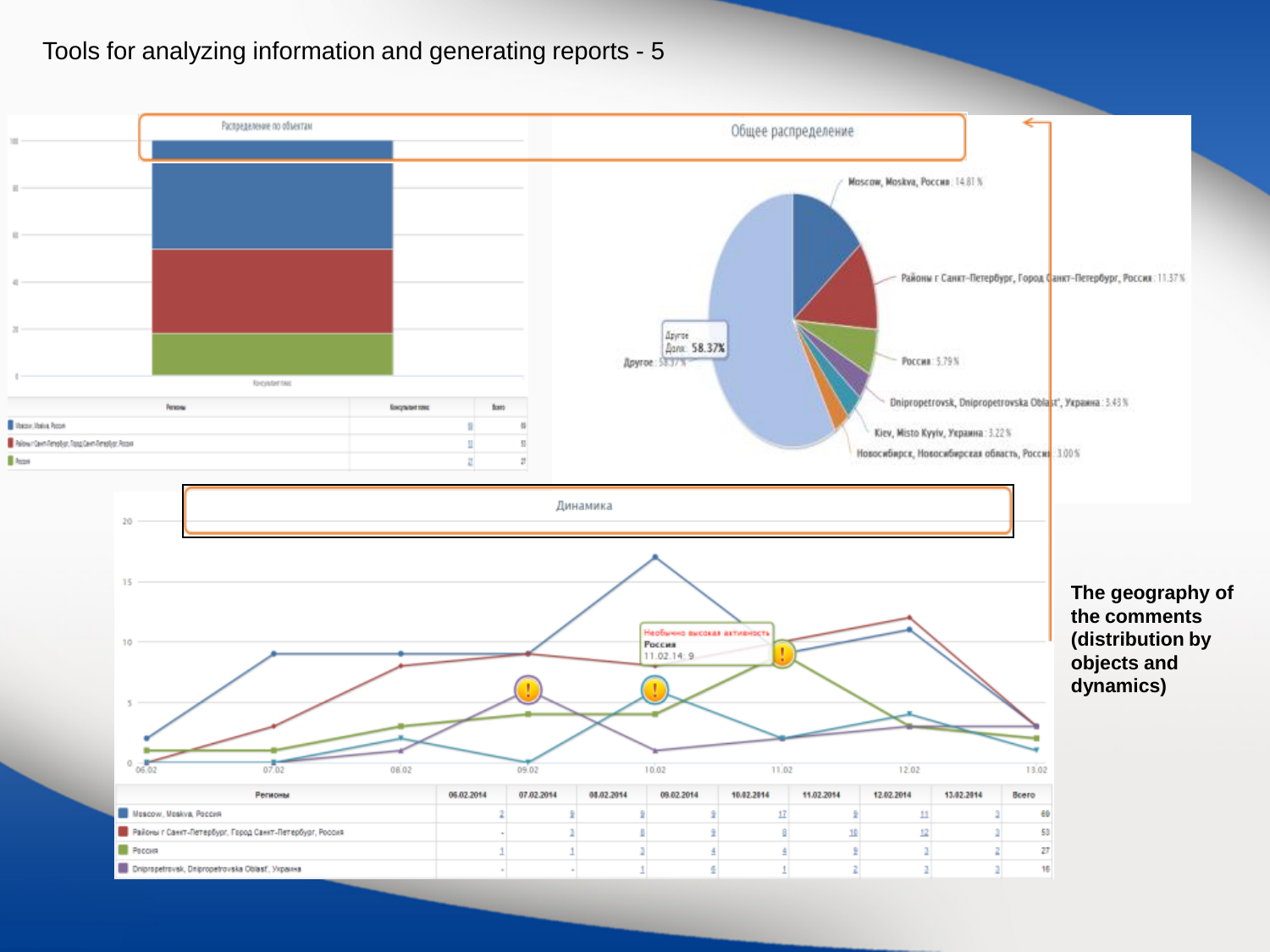# Tools for analyzing information and generating reports - 5

Распределение по объектам

Общее распределение

- Moscow, Moskva, Россия : 14.81 %
- Районы г Санкт-Петербург, Город Санкт-Петербург, Россия : 11.37 %
- Россия : 5.79 %
- Dnipropetrovsk, Dnipropetrovska Oblast', Украина : 3.43 %
- Kiev, Misto Kyyiv, Украина : 3.22 %
- Новосибирск, Новосибирская область, Россия : 3.00 %
- Другое : 58.37 %

Динамика

| Регионы | 06.02.2014 | 07.02.2014 | 08.02.2014 | 09.02.2014 | 10.02.2014 | 11.02.2014 | 12.02.2014 | 13.02.2014 | Всего |
|---|---|---|---|---|---|---|---|---|---|
| Moscow, Moskva, Россия | 2 | 9 | 9 | 9 | 17 | 9 | 11 | 3 | 69 |
| Районы г Санкт-Петербург, Город Санкт-Петербург, Россия | - | 3 | 8 | 9 | 8 | 10 | 12 | 3 | 53 |
| Россия | 1 | 1 | 3 | 4 | 4 | 9 | 3 | 2 | 27 |
| Dnipropetrovsk, Dnipropetrovska Oblast', Украина | - | - | 1 | 6 | 1 | 2 | 3 | 3 | 16 |

**The geography of the comments (distribution by objects and dynamics)**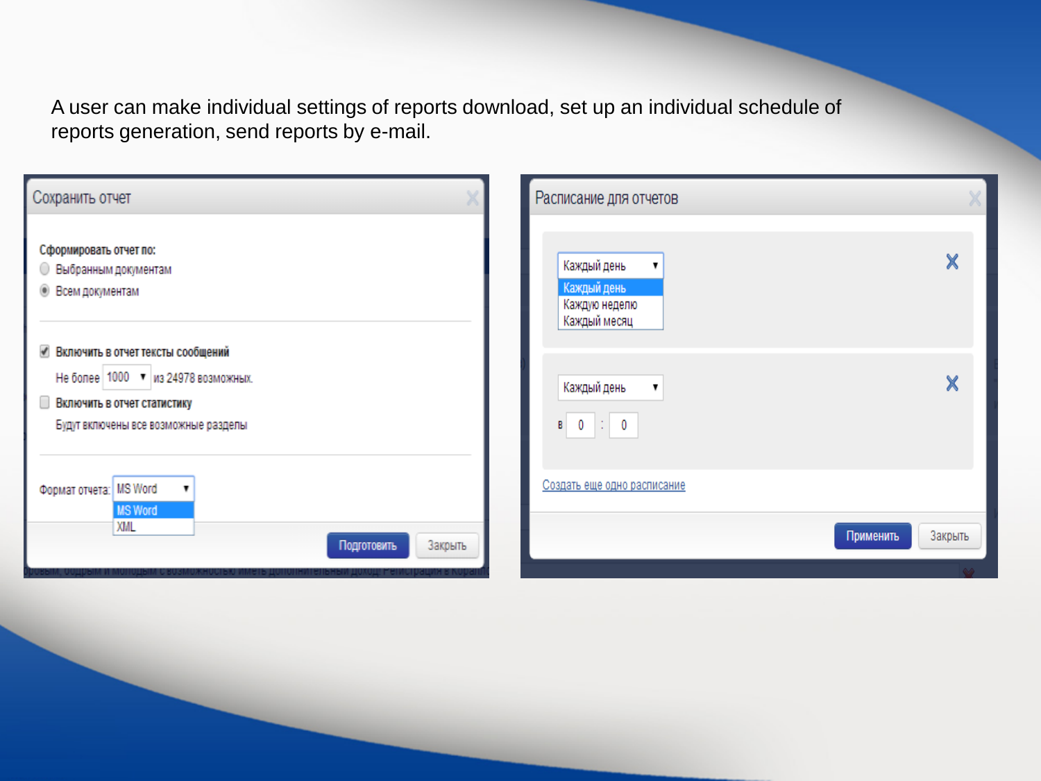A user can make individual settings of reports download, set up an individual schedule of reports generation, send reports by e-mail.

Сохранить отчет

Сформировать отчет по:

- Выбранным документам
- Всем документам

Включить в отчет тексты сообщений

Не более 1000 из 24978 возможных.

Включить в отчет статистику

Будут включены все возможные разделы

Формат отчета: MS Word

MS Word

XML

Подготовить Закрыть

Расписание для отчетов

Каждый день

Каждый день

Каждую неделю

Каждый месяц

Каждый день

в 0 : 0

Создать еще одно расписание

Применить Закрыть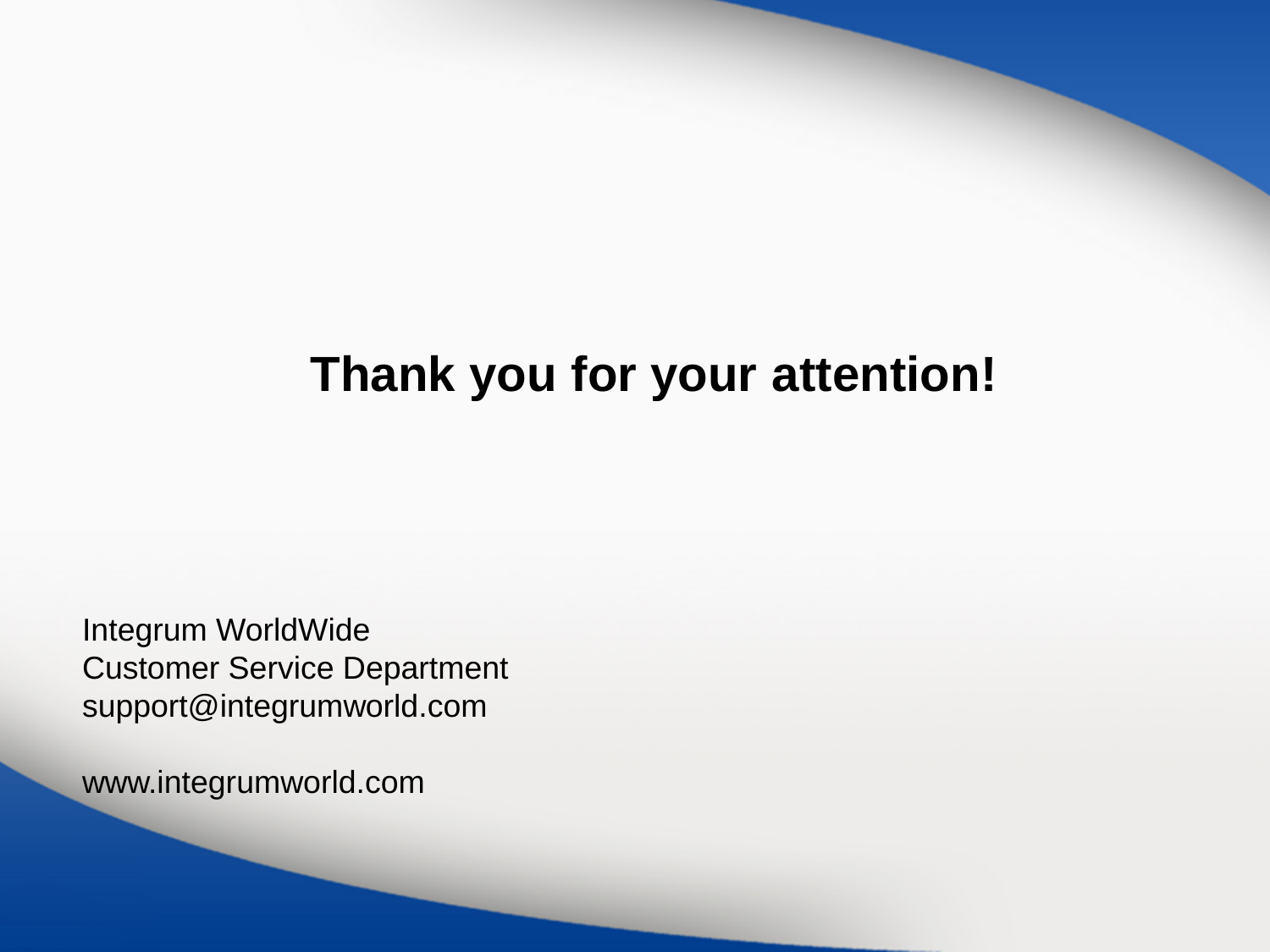**Thank you for your attention!**

Integrum WorldWide
Customer Service Department
support@integrumworld.com

www.integrumworld.com